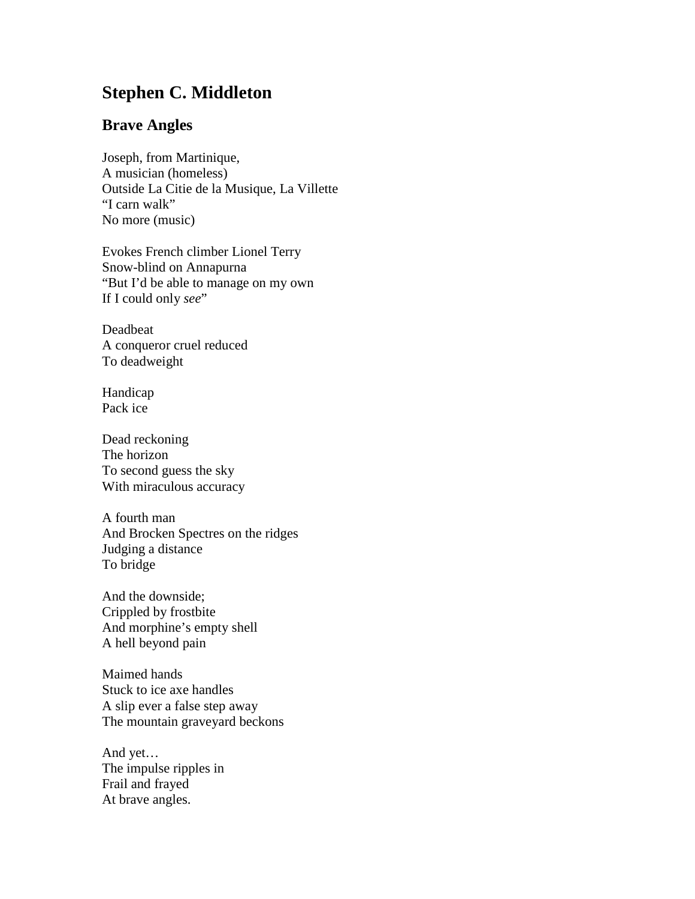# Stephen C. Middleton

## Brave Angles

Joseph, from Martinique,  
A musician (homeless)  
Outside La Citie de la Musique, La Villette  
"I carn walk"  
No more (music)

Evokes French climber Lionel Terry  
Snow-blind on Annapurna  
"But I'd be able to manage on my own  
If I could only *see*"

Deadbeat  
A conqueror cruel reduced  
To deadweight

Handicap  
Pack ice

Dead reckoning  
The horizon  
To second guess the sky  
With miraculous accuracy

A fourth man  
And Brocken Spectres on the ridges  
Judging a distance  
To bridge

And the downside;  
Crippled by frostbite  
And morphine's empty shell  
A hell beyond pain

Maimed hands  
Stuck to ice axe handles  
A slip ever a false step away  
The mountain graveyard beckons

And yet…  
The impulse ripples in  
Frail and frayed  
At brave angles.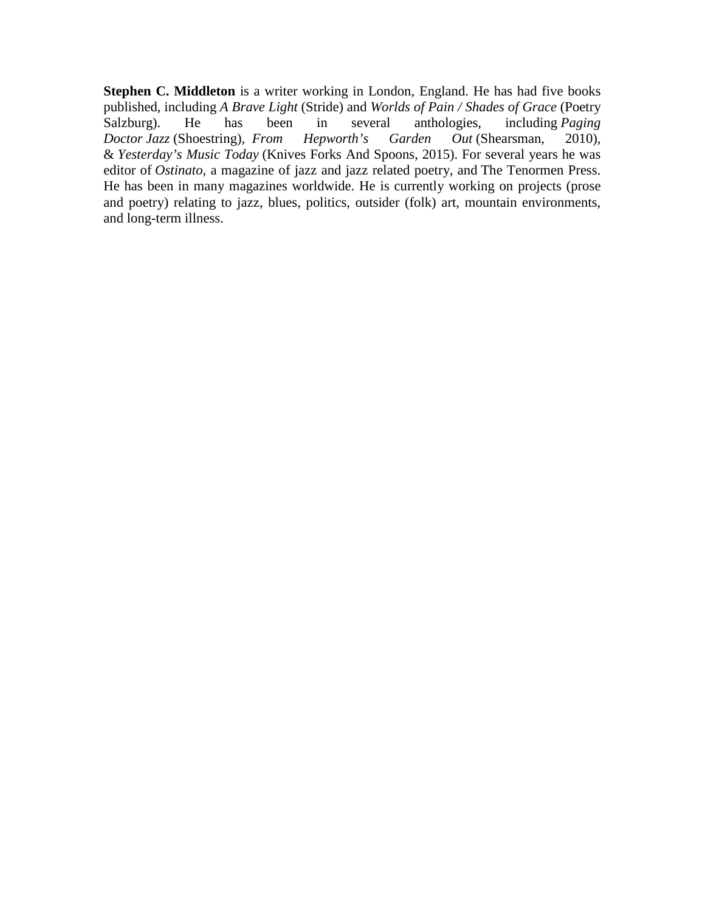**Stephen C. Middleton** is a writer working in London, England. He has had five books published, including *A Brave Light* (Stride) and *Worlds of Pain / Shades of Grace* (Poetry Salzburg). He has been in several anthologies, including *Paging Doctor Jazz* (Shoestring), *From Hepworth's Garden Out* (Shearsman, 2010), & *Yesterday's Music Today* (Knives Forks And Spoons, 2015). For several years he was editor of *Ostinato*, a magazine of jazz and jazz related poetry, and The Tenormen Press. He has been in many magazines worldwide. He is currently working on projects (prose and poetry) relating to jazz, blues, politics, outsider (folk) art, mountain environments, and long-term illness.